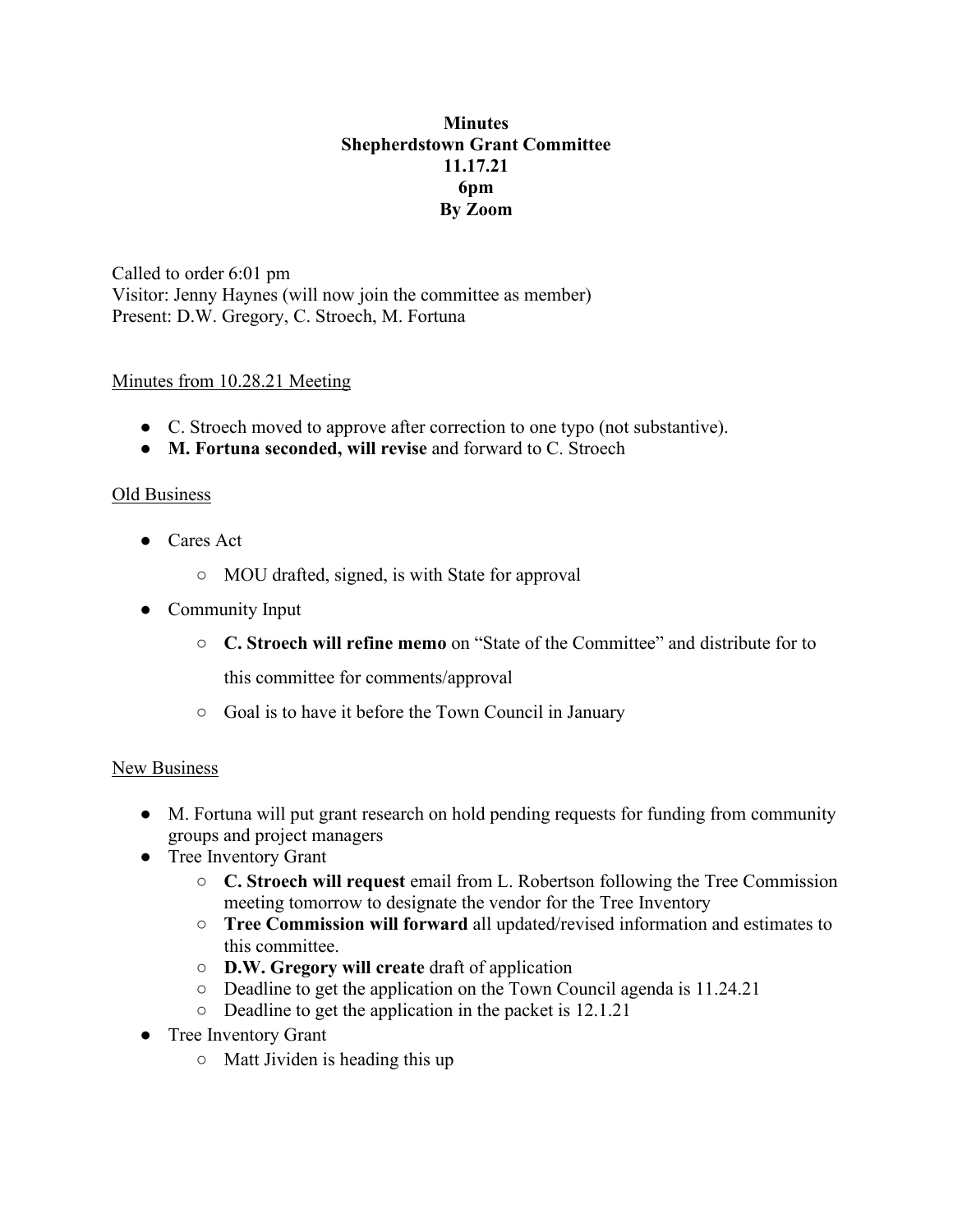**Minutes**
**Shepherdstown Grant Committee**
**11.17.21**
**6pm**
**By Zoom**

Called to order 6:01 pm
Visitor: Jenny Haynes (will now join the committee as member)
Present: D.W. Gregory, C. Stroech, M. Fortuna

<u>Minutes from 10.28.21 Meeting</u>

- C. Stroech moved to approve after correction to one typo (not substantive).
- **M. Fortuna seconded, will revise** and forward to C. Stroech

<u>Old Business</u>

- Cares Act
  - MOU drafted, signed, is with State for approval
- Community Input
  - **C. Stroech will refine memo** on "State of the Committee" and distribute for to this committee for comments/approval
  - Goal is to have it before the Town Council in January

<u>New Business</u>

- M. Fortuna will put grant research on hold pending requests for funding from community groups and project managers
- Tree Inventory Grant
  - **C. Stroech will request** email from L. Robertson following the Tree Commission meeting tomorrow to designate the vendor for the Tree Inventory
  - **Tree Commission will forward** all updated/revised information and estimates to this committee.
  - **D.W. Gregory will create** draft of application
  - Deadline to get the application on the Town Council agenda is 11.24.21
  - Deadline to get the application in the packet is 12.1.21
- Tree Inventory Grant
  - Matt Jividen is heading this up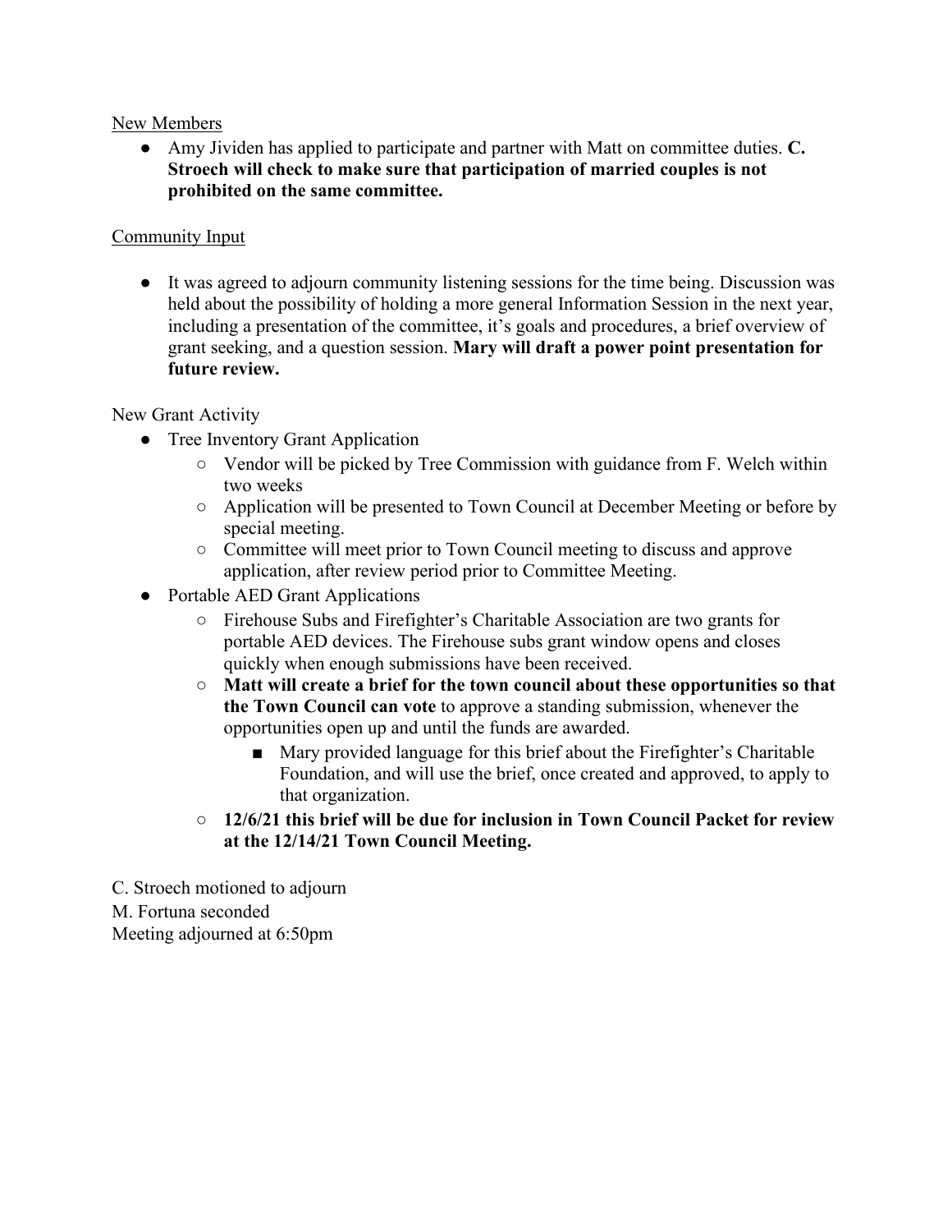<u>New Members</u>

- Amy Jividen has applied to participate and partner with Matt on committee duties. **C. Stroech will check to make sure that participation of married couples is not prohibited on the same committee.**

<u>Community Input</u>

- It was agreed to adjourn community listening sessions for the time being. Discussion was held about the possibility of holding a more general Information Session in the next year, including a presentation of the committee, it's goals and procedures, a brief overview of grant seeking, and a question session. **Mary will draft a power point presentation for future review.**

New Grant Activity

- Tree Inventory Grant Application
  - Vendor will be picked by Tree Commission with guidance from F. Welch within two weeks
  - Application will be presented to Town Council at December Meeting or before by special meeting.
  - Committee will meet prior to Town Council meeting to discuss and approve application, after review period prior to Committee Meeting.
- Portable AED Grant Applications
  - Firehouse Subs and Firefighter's Charitable Association are two grants for portable AED devices. The Firehouse subs grant window opens and closes quickly when enough submissions have been received.
  - **Matt will create a brief for the town council about these opportunities so that the Town Council can vote** to approve a standing submission, whenever the opportunities open up and until the funds are awarded.
    - Mary provided language for this brief about the Firefighter's Charitable Foundation, and will use the brief, once created and approved, to apply to that organization.
  - **12/6/21 this brief will be due for inclusion in Town Council Packet for review at the 12/14/21 Town Council Meeting.**

C. Stroech motioned to adjourn
M. Fortuna seconded
Meeting adjourned at 6:50pm